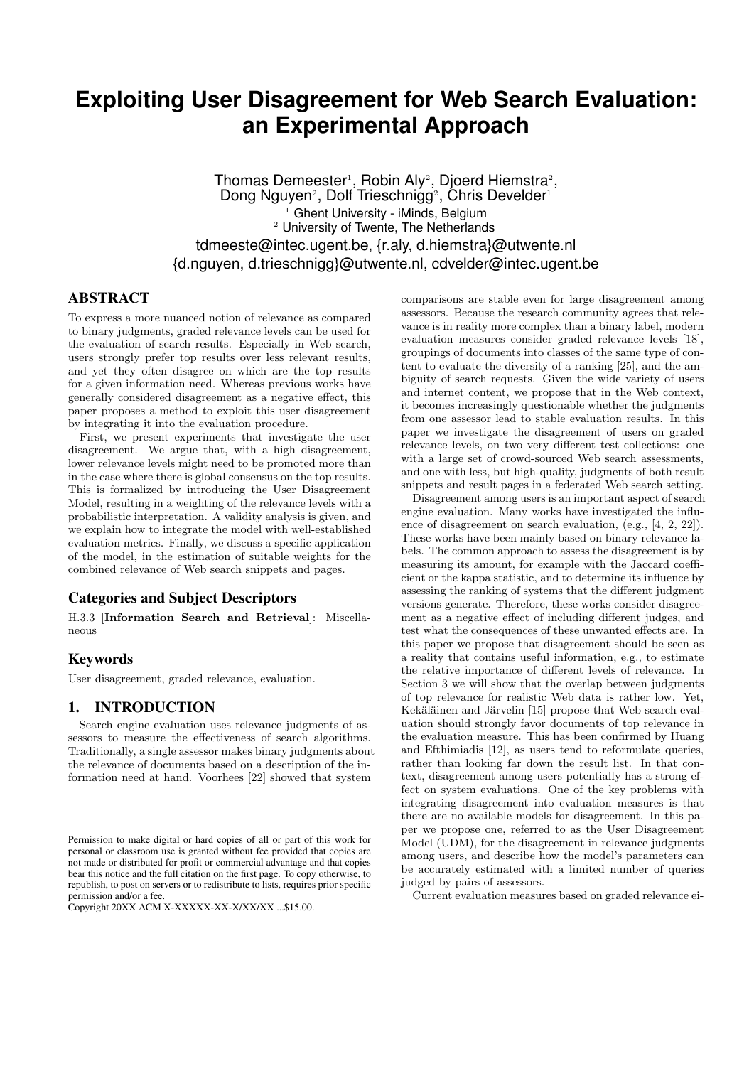# Exploiting User Disagreement for Web Search Evaluation: an Experimental Approach

Thomas Demeester[1], Robin Aly[2], Djoerd Hiemstra[2], Dong Nguyen[2], Dolf Trieschnigg[2], Chris Develder[1]

[1] Ghent University - iMinds, Belgium

[2] University of Twente, The Netherlands

tdmeeste@intec.ugent.be, {r.aly, d.hiemstra}@utwente.nl
{d.nguyen, d.trieschnigg}@utwente.nl, cdvelder@intec.ugent.be

## ABSTRACT

To express a more nuanced notion of relevance as compared to binary judgments, graded relevance levels can be used for the evaluation of search results. Especially in Web search, users strongly prefer top results over less relevant results, and yet they often disagree on which are the top results for a given information need. Whereas previous works have generally considered disagreement as a negative effect, this paper proposes a method to exploit this user disagreement by integrating it into the evaluation procedure.

First, we present experiments that investigate the user disagreement. We argue that, with a high disagreement, lower relevance levels might need to be promoted more than in the case where there is global consensus on the top results. This is formalized by introducing the User Disagreement Model, resulting in a weighting of the relevance levels with a probabilistic interpretation. A validity analysis is given, and we explain how to integrate the model with well-established evaluation metrics. Finally, we discuss a specific application of the model, in the estimation of suitable weights for the combined relevance of Web search snippets and pages.

### Categories and Subject Descriptors

H.3.3 [**Information Search and Retrieval**]: Miscellaneous

### Keywords

User disagreement, graded relevance, evaluation.

## 1. INTRODUCTION

Search engine evaluation uses relevance judgments of assessors to measure the effectiveness of search algorithms. Traditionally, a single assessor makes binary judgments about the relevance of documents based on a description of the information need at hand. Voorhees [22] showed that system comparisons are stable even for large disagreement among assessors. Because the research community agrees that relevance is in reality more complex than a binary label, modern evaluation measures consider graded relevance levels [18], groupings of documents into classes of the same type of content to evaluate the diversity of a ranking [25], and the ambiguity of search requests. Given the wide variety of users and internet content, we propose that in the Web context, it becomes increasingly questionable whether the judgments from one assessor lead to stable evaluation results. In this paper we investigate the disagreement of users on graded relevance levels, on two very different test collections: one with a large set of crowd-sourced Web search assessments, and one with less, but high-quality, judgments of both result snippets and result pages in a federated Web search setting.

Disagreement among users is an important aspect of search engine evaluation. Many works have investigated the influence of disagreement on search evaluation, (e.g., [4, 2, 22]). These works have been mainly based on binary relevance labels. The common approach to assess the disagreement is by measuring its amount, for example with the Jaccard coefficient or the kappa statistic, and to determine its influence by assessing the ranking of systems that the different judgment versions generate. Therefore, these works consider disagreement as a negative effect of including different judges, and test what the consequences of these unwanted effects are. In this paper we propose that disagreement should be seen as a reality that contains useful information, e.g., to estimate the relative importance of different levels of relevance. In Section 3 we will show that the overlap between judgments of top relevance for realistic Web data is rather low. Yet, Kekäläinen and Järvelin [15] propose that Web search evaluation should strongly favor documents of top relevance in the evaluation measure. This has been confirmed by Huang and Efthimiadis [12], as users tend to reformulate queries, rather than looking far down the result list. In that context, disagreement among users potentially has a strong effect on system evaluations. One of the key problems with integrating disagreement into evaluation measures is that there are no available models for disagreement. In this paper we propose one, referred to as the User Disagreement Model (UDM), for the disagreement in relevance judgments among users, and describe how the model's parameters can be accurately estimated with a limited number of queries judged by pairs of assessors.

Current evaluation measures based on graded relevance ei-

Permission to make digital or hard copies of all or part of this work for personal or classroom use is granted without fee provided that copies are not made or distributed for profit or commercial advantage and that copies bear this notice and the full citation on the first page. To copy otherwise, to republish, to post on servers or to redistribute to lists, requires prior specific permission and/or a fee.
Copyright 20XX ACM X-XXXXX-XX-X/XX/XX ...$15.00.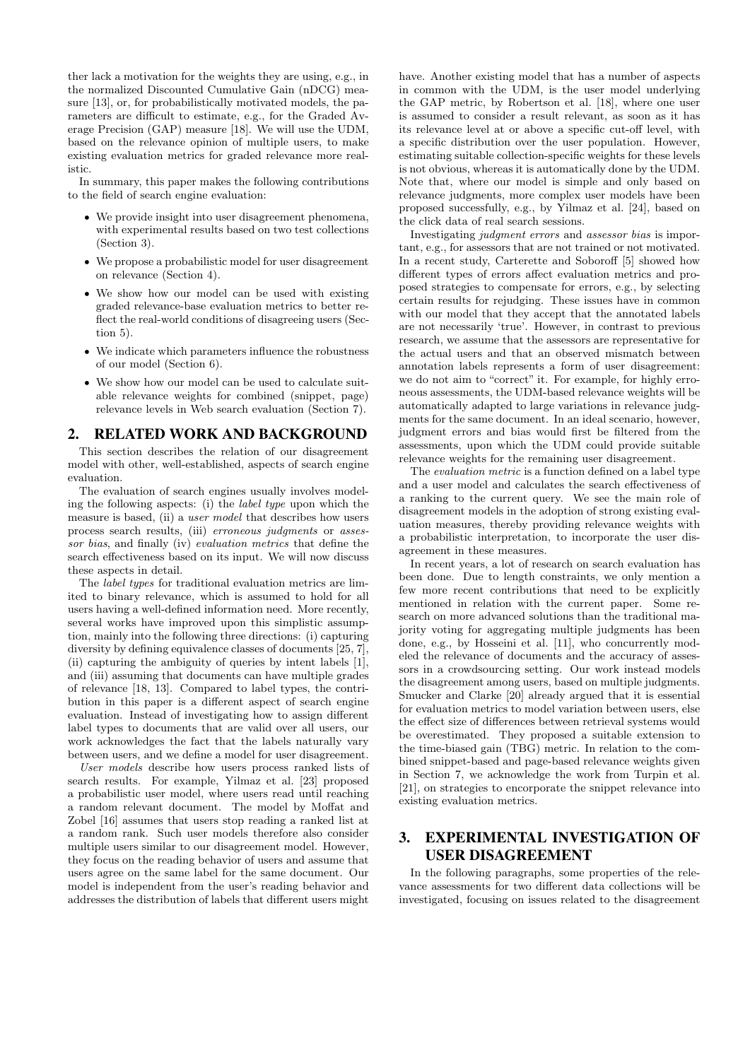ther lack a motivation for the weights they are using, e.g., in the normalized Discounted Cumulative Gain (nDCG) measure [13], or, for probabilistically motivated models, the parameters are difficult to estimate, e.g., for the Graded Average Precision (GAP) measure [18]. We will use the UDM, based on the relevance opinion of multiple users, to make existing evaluation metrics for graded relevance more realistic.

In summary, this paper makes the following contributions to the field of search engine evaluation:

- We provide insight into user disagreement phenomena, with experimental results based on two test collections (Section 3).
- We propose a probabilistic model for user disagreement on relevance (Section 4).
- We show how our model can be used with existing graded relevance-base evaluation metrics to better reflect the real-world conditions of disagreeing users (Section 5).
- We indicate which parameters influence the robustness of our model (Section 6).
- We show how our model can be used to calculate suitable relevance weights for combined (snippet, page) relevance levels in Web search evaluation (Section 7).

## 2. RELATED WORK AND BACKGROUND

This section describes the relation of our disagreement model with other, well-established, aspects of search engine evaluation.

The evaluation of search engines usually involves modeling the following aspects: (i) the *label type* upon which the measure is based, (ii) a *user model* that describes how users process search results, (iii) *erroneous judgments* or *assessor bias*, and finally (iv) *evaluation metrics* that define the search effectiveness based on its input. We will now discuss these aspects in detail.

The *label types* for traditional evaluation metrics are limited to binary relevance, which is assumed to hold for all users having a well-defined information need. More recently, several works have improved upon this simplistic assumption, mainly into the following three directions: (i) capturing diversity by defining equivalence classes of documents [25, 7], (ii) capturing the ambiguity of queries by intent labels [1], and (iii) assuming that documents can have multiple grades of relevance [18, 13]. Compared to label types, the contribution in this paper is a different aspect of search engine evaluation. Instead of investigating how to assign different label types to documents that are valid over all users, our work acknowledges the fact that the labels naturally vary between users, and we define a model for user disagreement.

*User models* describe how users process ranked lists of search results. For example, Yilmaz et al. [23] proposed a probabilistic user model, where users read until reaching a random relevant document. The model by Moffat and Zobel [16] assumes that users stop reading a ranked list at a random rank. Such user models therefore also consider multiple users similar to our disagreement model. However, they focus on the reading behavior of users and assume that users agree on the same label for the same document. Our model is independent from the user's reading behavior and addresses the distribution of labels that different users might have. Another existing model that has a number of aspects in common with the UDM, is the user model underlying the GAP metric, by Robertson et al. [18], where one user is assumed to consider a result relevant, as soon as it has its relevance level at or above a specific cut-off level, with a specific distribution over the user population. However, estimating suitable collection-specific weights for these levels is not obvious, whereas it is automatically done by the UDM. Note that, where our model is simple and only based on relevance judgments, more complex user models have been proposed successfully, e.g., by Yilmaz et al. [24], based on the click data of real search sessions.

Investigating *judgment errors* and *assessor bias* is important, e.g., for assessors that are not trained or not motivated. In a recent study, Carterette and Soboroff [5] showed how different types of errors affect evaluation metrics and proposed strategies to compensate for errors, e.g., by selecting certain results for rejudging. These issues have in common with our model that they accept that the annotated labels are not necessarily 'true'. However, in contrast to previous research, we assume that the assessors are representative for the actual users and that an observed mismatch between annotation labels represents a form of user disagreement: we do not aim to "correct" it. For example, for highly erroneous assessments, the UDM-based relevance weights will be automatically adapted to large variations in relevance judgments for the same document. In an ideal scenario, however, judgment errors and bias would first be filtered from the assessments, upon which the UDM could provide suitable relevance weights for the remaining user disagreement.

The *evaluation metric* is a function defined on a label type and a user model and calculates the search effectiveness of a ranking to the current query. We see the main role of disagreement models in the adoption of strong existing evaluation measures, thereby providing relevance weights with a probabilistic interpretation, to incorporate the user disagreement in these measures.

In recent years, a lot of research on search evaluation has been done. Due to length constraints, we only mention a few more recent contributions that need to be explicitly mentioned in relation with the current paper. Some research on more advanced solutions than the traditional majority voting for aggregating multiple judgments has been done, e.g., by Hosseini et al. [11], who concurrently modeled the relevance of documents and the accuracy of assessors in a crowdsourcing setting. Our work instead models the disagreement among users, based on multiple judgments. Smucker and Clarke [20] already argued that it is essential for evaluation metrics to model variation between users, else the effect size of differences between retrieval systems would be overestimated. They proposed a suitable extension to the time-biased gain (TBG) metric. In relation to the combined snippet-based and page-based relevance weights given in Section 7, we acknowledge the work from Turpin et al. [21], on strategies to encorporate the snippet relevance into existing evaluation metrics.

## 3. EXPERIMENTAL INVESTIGATION OF USER DISAGREEMENT

In the following paragraphs, some properties of the relevance assessments for two different data collections will be investigated, focusing on issues related to the disagreement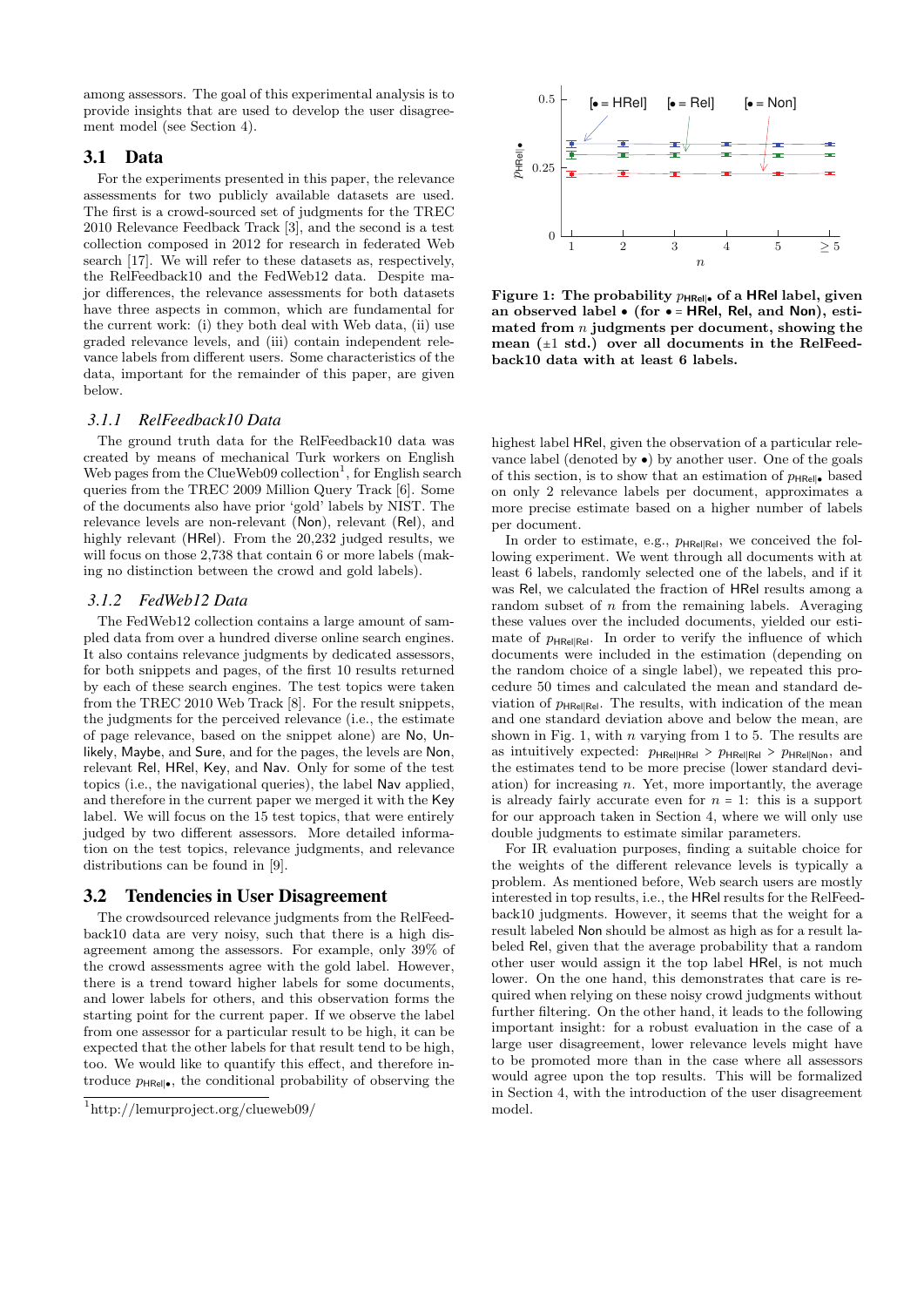among assessors. The goal of this experimental analysis is to provide insights that are used to develop the user disagreement model (see Section 4).

## 3.1 Data

For the experiments presented in this paper, the relevance assessments for two publicly available datasets are used. The first is a crowd-sourced set of judgments for the TREC 2010 Relevance Feedback Track [3], and the second is a test collection composed in 2012 for research in federated Web search [17]. We will refer to these datasets as, respectively, the RelFeedback10 and the FedWeb12 data. Despite major differences, the relevance assessments for both datasets have three aspects in common, which are fundamental for the current work: (i) they both deal with Web data, (ii) use graded relevance levels, and (iii) contain independent relevance labels from different users. Some characteristics of the data, important for the remainder of this paper, are given below.

### 3.1.1 RelFeedback10 Data

The ground truth data for the RelFeedback10 data was created by means of mechanical Turk workers on English Web pages from the ClueWeb09 collection[1], for English search queries from the TREC 2009 Million Query Track [6]. Some of the documents also have prior 'gold' labels by NIST. The relevance levels are non-relevant (Non), relevant (Rel), and highly relevant (HRel). From the 20,232 judged results, we will focus on those 2,738 that contain 6 or more labels (making no distinction between the crowd and gold labels).

### 3.1.2 FedWeb12 Data

The FedWeb12 collection contains a large amount of sampled data from over a hundred diverse online search engines. It also contains relevance judgments by dedicated assessors, for both snippets and pages, of the first 10 results returned by each of these search engines. The test topics were taken from the TREC 2010 Web Track [8]. For the result snippets, the judgments for the perceived relevance (i.e., the estimate of page relevance, based on the snippet alone) are No, Unlikely, Maybe, and Sure, and for the pages, the levels are Non, relevant Rel, HRel, Key, and Nav. Only for some of the test topics (i.e., the navigational queries), the label Nav applied, and therefore in the current paper we merged it with the Key label. We will focus on the 15 test topics, that were entirely judged by two different assessors. More detailed information on the test topics, relevance judgments, and relevance distributions can be found in [9].

## 3.2 Tendencies in User Disagreement

The crowdsourced relevance judgments from the RelFeedback10 data are very noisy, such that there is a high disagreement among the assessors. For example, only 39% of the crowd assessments agree with the gold label. However, there is a trend toward higher labels for some documents, and lower labels for others, and this observation forms the starting point for the current paper. If we observe the label from one assessor for a particular result to be high, it can be expected that the other labels for that result tend to be high, too. We would like to quantify this effect, and therefore introduce $p_{\mathsf{HRel}|\bullet}$, the conditional probability of observing the highest label HRel, given the observation of a particular relevance label (denoted by $\bullet$) by another user. One of the goals of this section, is to show that an estimation of $p_{\mathsf{HRel}|\bullet}$ based on only 2 relevance labels per document, approximates a more precise estimate based on a higher number of labels per document.

[1]http://lemurproject.org/clueweb09/

**Figure 1: The probability $p_{\mathsf{HRel}|\bullet}$ of a HRel label, given an observed label $\bullet$ (for $\bullet$ = HRel, Rel, and Non), estimated from $n$ judgments per document, showing the mean ($\pm$1 std.) over all documents in the RelFeedback10 data with at least 6 labels.**

In order to estimate, e.g., $p_{\mathsf{HRel}|\mathsf{Rel}}$, we conceived the following experiment. We went through all documents with at least 6 labels, randomly selected one of the labels, and if it was Rel, we calculated the fraction of HRel results among a random subset of $n$ from the remaining labels. Averaging these values over the included documents, yielded our estimate of $p_{\mathsf{HRel}|\mathsf{Rel}}$. In order to verify the influence of which documents were included in the estimation (depending on the random choice of a single label), we repeated this procedure 50 times and calculated the mean and standard deviation of $p_{\mathsf{HRel}|\mathsf{Rel}}$. The results, with indication of the mean and one standard deviation above and below the mean, are shown in Fig. 1, with $n$ varying from 1 to 5. The results are as intuitively expected: $p_{\mathsf{HRel}|\mathsf{HRel}} > p_{\mathsf{HRel}|\mathsf{Rel}} > p_{\mathsf{HRel}|\mathsf{Non}}$, and the estimates tend to be more precise (lower standard deviation) for increasing $n$. Yet, more importantly, the average is already fairly accurate even for $n = 1$: this is a support for our approach taken in Section 4, where we will only use double judgments to estimate similar parameters.

For IR evaluation purposes, finding a suitable choice for the weights of the different relevance levels is typically a problem. As mentioned before, Web search users are mostly interested in top results, i.e., the HRel results for the RelFeedback10 judgments. However, it seems that the weight for a result labeled Non should be almost as high as for a result labeled Rel, given that the average probability that a random other user would assign it the top label HRel, is not much lower. On the one hand, this demonstrates that care is required when relying on these noisy crowd judgments without further filtering. On the other hand, it leads to the following important insight: for a robust evaluation in the case of a large user disagreement, lower relevance levels might have to be promoted more than in the case where all assessors would agree upon the top results. This will be formalized in Section 4, with the introduction of the user disagreement model.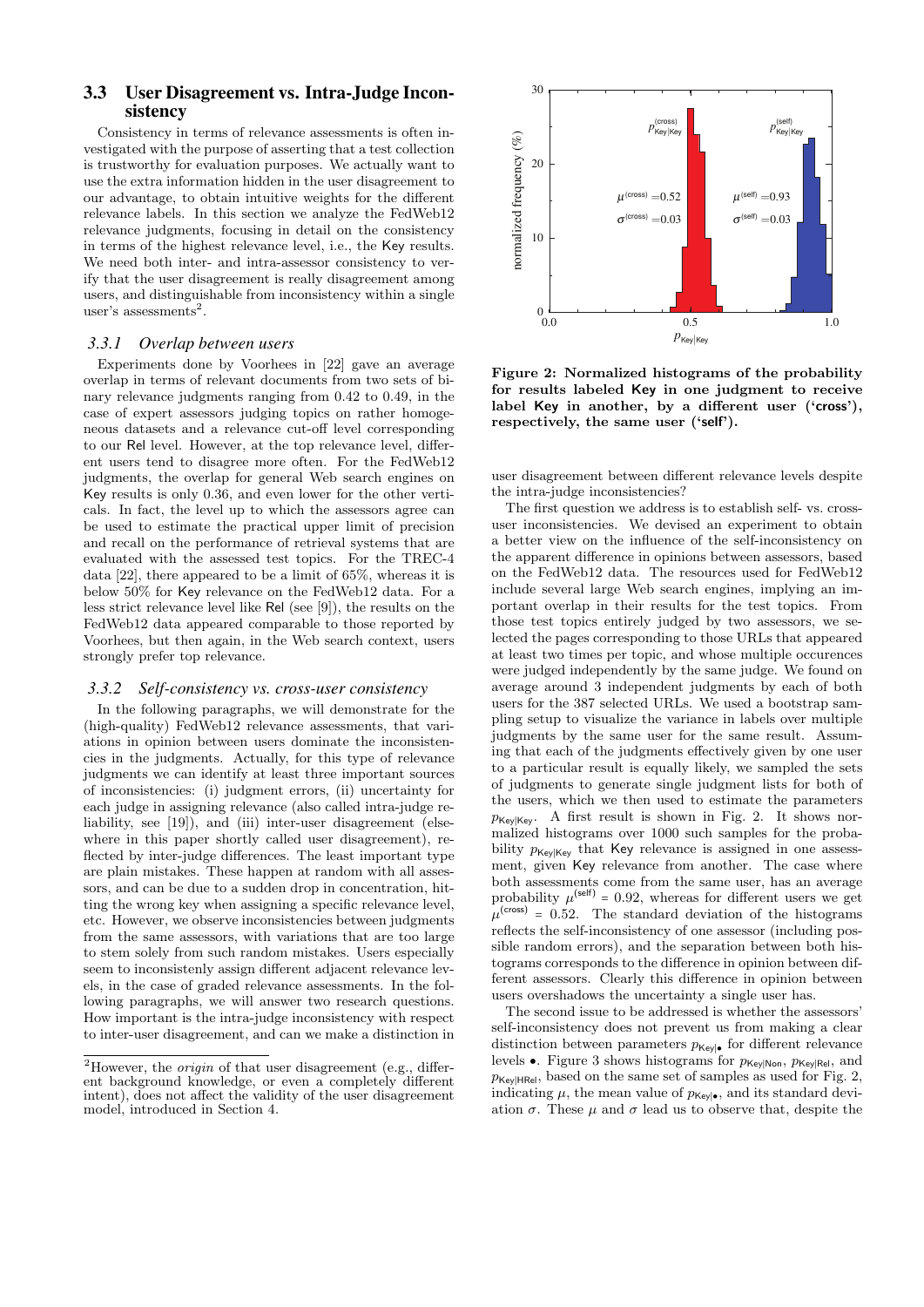### 3.3 User Disagreement vs. Intra-Judge Inconsistency

Consistency in terms of relevance assessments is often investigated with the purpose of asserting that a test collection is trustworthy for evaluation purposes. We actually want to use the extra information hidden in the user disagreement to our advantage, to obtain intuitive weights for the different relevance labels. In this section we analyze the FedWeb12 relevance judgments, focusing in detail on the consistency in terms of the highest relevance level, i.e., the Key results. We need both inter- and intra-assessor consistency to verify that the user disagreement is really disagreement among users, and distinguishable from inconsistency within a single user's assessments[2].

#### 3.3.1 Overlap between users

Experiments done by Voorhees in [22] gave an average overlap in terms of relevant documents from two sets of binary relevance judgments ranging from 0.42 to 0.49, in the case of expert assessors judging topics on rather homogeneous datasets and a relevance cut-off level corresponding to our Rel level. However, at the top relevance level, different users tend to disagree more often. For the FedWeb12 judgments, the overlap for general Web search engines on Key results is only 0.36, and even lower for the other verticals. In fact, the level up to which the assessors agree can be used to estimate the practical upper limit of precision and recall on the performance of retrieval systems that are evaluated with the assessed test topics. For the TREC-4 data [22], there appeared to be a limit of 65%, whereas it is below 50% for Key relevance on the FedWeb12 data. For a less strict relevance level like Rel (see [9]), the results on the FedWeb12 data appeared comparable to those reported by Voorhees, but then again, in the Web search context, users strongly prefer top relevance.

#### 3.3.2 Self-consistency vs. cross-user consistency

In the following paragraphs, we will demonstrate for the (high-quality) FedWeb12 relevance assessments, that variations in opinion between users dominate the inconsistencies in the judgments. Actually, for this type of relevance judgments we can identify at least three important sources of inconsistencies: (i) judgment errors, (ii) uncertainty for each judge in assigning relevance (also called intra-judge reliability, see [19]), and (iii) inter-user disagreement (elsewhere in this paper shortly called user disagreement), reflected by inter-judge differences. The least important type are plain mistakes. These happen at random with all assessors, and can be due to a sudden drop in concentration, hitting the wrong key when assigning a specific relevance level, etc. However, we observe inconsistencies between judgments from the same assessors, with variations that are too large to stem solely from such random mistakes. Users especially seem to inconsistently assign different adjacent relevance levels, in the case of graded relevance assessments. In the following paragraphs, we will answer two research questions. How important is the intra-judge inconsistency with respect to inter-user disagreement, and can we make a distinction in user disagreement between different relevance levels despite the intra-judge inconsistencies?

The first question we address is to establish self- vs. cross-user inconsistencies. We devised an experiment to obtain a better view on the influence of the self-inconsistency on the apparent difference in opinions between assessors, based on the FedWeb12 data. The resources used for FedWeb12 include several large Web search engines, implying an important overlap in their results for the test topics. From those test topics entirely judged by two assessors, we selected the pages corresponding to those URLs that appeared at least two times per topic, and whose multiple occurences were judged independently by the same judge. We found on average around 3 independent judgments by each of both users for the 387 selected URLs. We used a bootstrap sampling setup to visualize the variance in labels over multiple judgments by the same user for the same result. Assuming that each of the judgments effectively given by one user to a particular result is equally likely, we sampled the sets of judgments to generate single judgment lists for both of the users, which we then used to estimate the parameters $p_{\mathsf{Key}|\mathsf{Key}}$. A first result is shown in Fig. 2. It shows normalized histograms over 1000 such samples for the probability $p_{\mathsf{Key}|\mathsf{Key}}$ that Key relevance is assigned in one assessment, given Key relevance from another. The case where both assessments come from the same user, has an average probability $\mu^{(\mathsf{self})} = 0.92$, whereas for different users we get $\mu^{(\mathsf{cross})} = 0.52$. The standard deviation of the histograms reflects the self-inconsistency of one assessor (including possible random errors), and the separation between both histograms corresponds to the difference in opinion between different assessors. Clearly this difference in opinion between users overshadows the uncertainty a single user has.

**Figure 2: Normalized histograms of the probability for results labeled Key in one judgment to receive label Key in another, by a different user ('cross'), respectively, the same user ('self').**

The second issue to be addressed is whether the assessors' self-inconsistency does not prevent us from making a clear distinction between parameters $p_{\mathsf{Key}|\bullet}$ for different relevance levels $\bullet$. Figure 3 shows histograms for $p_{\mathsf{Key}|\mathsf{Non}}$, $p_{\mathsf{Key}|\mathsf{Rel}}$, and $p_{\mathsf{Key}|\mathsf{HRel}}$, based on the same set of samples as used for Fig. 2, indicating $\mu$, the mean value of $p_{\mathsf{Key}|\bullet}$, and its standard deviation $\sigma$. These $\mu$ and $\sigma$ lead us to observe that, despite the

[2] However, the *origin* of that user disagreement (e.g., different background knowledge, or even a completely different intent), does not affect the validity of the user disagreement model, introduced in Section 4.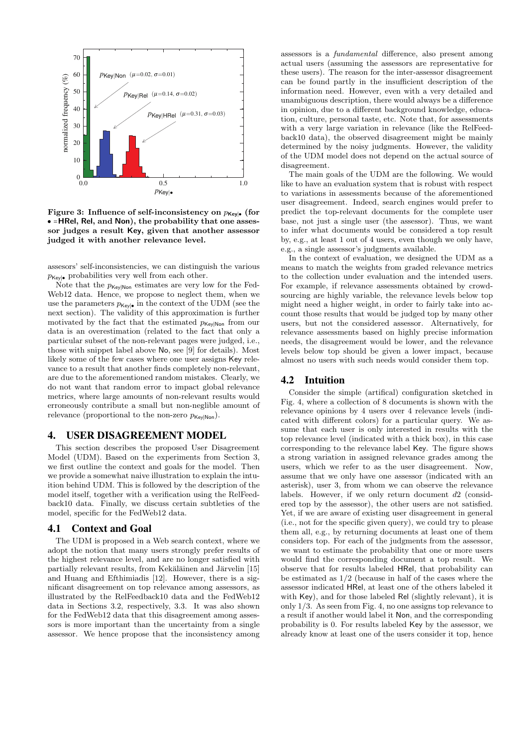Figure 3: Influence of self-inconsistency on $p_{\mathsf{Key}|\bullet}$ (for $\bullet$ =HRel, Rel, and Non), the probability that one assessor judges a result Key, given that another assessor judged it with another relevance level.

assesors' self-inconsistencies, we can distinguish the various $p_{\mathsf{Key}|\bullet}$ probabilities very well from each other.

Note that the $p_{\mathsf{Key}|\mathsf{Non}}$ estimates are very low for the FedWeb12 data. Hence, we propose to neglect them, when we use the parameters $p_{\mathsf{Key}|\bullet}$ in the context of the UDM (see the next section). The validity of this approximation is further motivated by the fact that the estimated $p_{\mathsf{Key}|\mathsf{Non}}$ from our data is an overestimation (related to the fact that only a particular subset of the non-relevant pages were judged, i.e., those with snippet label above No, see [9] for details). Most likely some of the few cases where one user assigns Key relevance to a result that another finds completely non-relevant, are due to the aforementioned random mistakes. Clearly, we do not want that random error to impact global relevance metrics, where large amounts of non-relevant results would erroneously contribute a small but non-neglible amount of relevance (proportional to the non-zero $p_{\mathsf{Key}|\mathsf{Non}}$).

## 4. USER DISAGREEMENT MODEL

This section describes the proposed User Disagreement Model (UDM). Based on the experiments from Section 3, we first outline the context and goals for the model. Then we provide a somewhat naive illustration to explain the intuition behind UDM. This is followed by the description of the model itself, together with a verification using the RelFeedback10 data. Finally, we discuss certain subtleties of the model, specific for the FedWeb12 data.

### 4.1 Context and Goal

The UDM is proposed in a Web search context, where we adopt the notion that many users strongly prefer results of the highest relevance level, and are no longer satisfied with partially relevant results, from Kekäläinen and Järvelin [15] and Huang and Efthimiadis [12]. However, there is a significant disagreement on top relevance among assessors, as illustrated by the RelFeedback10 data and the FedWeb12 data in Sections 3.2, respectively, 3.3. It was also shown for the FedWeb12 data that this disagreement among assessors is more important than the uncertainty from a single assessor. We hence propose that the inconsistency among assessors is a *fundamental* difference, also present among actual users (assuming the assessors are representative for these users). The reason for the inter-assessor disagreement can be found partly in the insufficient description of the information need. However, even with a very detailed and unambiguous description, there would always be a difference in opinion, due to a different background knowledge, education, culture, personal taste, etc. Note that, for assessments with a very large variation in relevance (like the RelFeedback10 data), the observed disagreement might be mainly determined by the noisy judgments. However, the validity of the UDM model does not depend on the actual source of disagreement.

The main goals of the UDM are the following. We would like to have an evaluation system that is robust with respect to variations in assessments because of the aforementioned user disagreement. Indeed, search engines would prefer to predict the top-relevant documents for the complete user base, not just a single user (the assessor). Thus, we want to infer what documents would be considered a top result by, e.g., at least 1 out of 4 users, even though we only have, e.g., a single assessor's judgments available.

In the context of evaluation, we designed the UDM as a means to match the weights from graded relevance metrics to the collection under evaluation and the intended users. For example, if relevance assessments obtained by crowdsourcing are highly variable, the relevance levels below top might need a higher weight, in order to fairly take into account those results that would be judged top by many other users, but not the considered assessor. Alternatively, for relevance assessments based on highly precise information needs, the disagreement would be lower, and the relevance levels below top should be given a lower impact, because almost no users with such needs would consider them top.

### 4.2 Intuition

Consider the simple (artifical) configuration sketched in Fig. 4, where a collection of 8 documents is shown with the relevance opinions by 4 users over 4 relevance levels (indicated with different colors) for a particular query. We assume that each user is only interested in results with the top relevance level (indicated with a thick box), in this case corresponding to the relevance label Key. The figure shows a strong variation in assigned relevance grades among the users, which we refer to as the user disagreement. Now, assume that we only have one assessor (indicated with an asterisk), user 3, from whom we can observe the relevance labels. However, if we only return document $d2$ (considered top by the assessor), the other users are not satisfied. Yet, if we are aware of existing user disagreement in general (i.e., not for the specific given query), we could try to please them all, e.g., by returning documents at least one of them considers top. For each of the judgments from the assessor, we want to estimate the probability that one or more users would find the corresponding document a top result. We observe that for results labeled HRel, that probability can be estimated as 1/2 (because in half of the cases where the assessor indicated HRel, at least one of the others labeled it with Key), and for those labeled Rel (slightly relevant), it is only 1/3. As seen from Fig. 4, no one assigns top relevance to a result if another would label it Non, and the corresponding probability is 0. For results labeled Key by the assessor, we already know at least one of the users consider it top, hence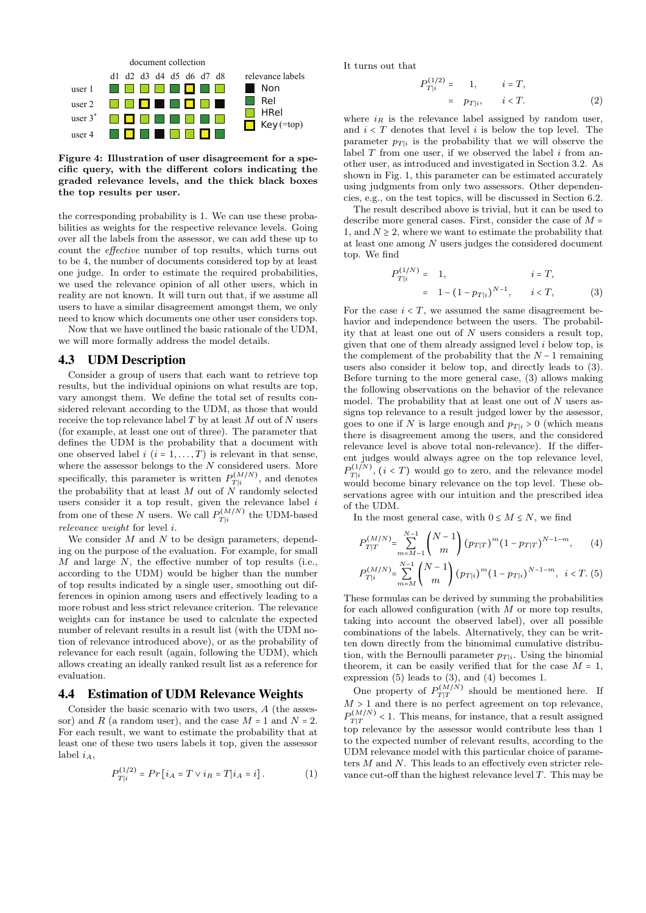document collection

d1 d2 d3 d4 d5 d6 d7 d8

user 1

user 2

user 3*

user 4

relevance labels: Non, Rel, HRel, Key (=top)

**Figure 4: Illustration of user disagreement for a specific query, with the different colors indicating the graded relevance levels, and the thick black boxes the top results per user.**

the corresponding probability is 1. We can use these probabilities as weights for the respective relevance levels. Going over all the labels from the assessor, we can add these up to count the *effective* number of top results, which turns out to be 4, the number of documents considered top by at least one judge. In order to estimate the required probabilities, we used the relevance opinion of all other users, which in reality are not known. It will turn out that, if we assume all users to have a similar disagreement amongst them, we only need to know which documents one other user considers top.

Now that we have outlined the basic rationale of the UDM, we will more formally address the model details.

## 4.3 UDM Description

Consider a group of users that each want to retrieve top results, but the individual opinions on what results are top, vary amongst them. We define the total set of results considered relevant according to the UDM, as those that would receive the top relevance label $T$ by at least $M$ out of $N$ users (for example, at least one out of three). The parameter that defines the UDM is the probability that a document with one observed label $i$ $(i = 1, \ldots, T)$ is relevant in that sense, where the assessor belongs to the $N$ considered users. More specifically, this parameter is written $P_{T|i}^{(M/N)}$, and denotes the probability that at least $M$ out of $N$ randomly selected users consider it a top result, given the relevance label $i$ from one of these $N$ users. We call $P_{T|i}^{(M/N)}$ the UDM-based *relevance weight* for level $i$.

We consider $M$ and $N$ to be design parameters, depending on the purpose of the evaluation. For example, for small $M$ and large $N$, the effective number of top results (i.e., according to the UDM) would be higher than the number of top results indicated by a single user, smoothing out differences in opinion among users and effectively leading to a more robust and less strict relevance criterion. The relevance weights can for instance be used to calculate the expected number of relevant results in a result list (with the UDM notion of relevance introduced above), or as the probability of relevance for each result (again, following the UDM), which allows creating an ideally ranked result list as a reference for evaluation.

## 4.4 Estimation of UDM Relevance Weights

Consider the basic scenario with two users, $A$ (the assessor) and $R$ (a random user), and the case $M = 1$ and $N = 2$. For each result, we want to estimate the probability that at least one of these two users labels it top, given the assessor label $i_A$,

$$P_{T|i}^{(1/2)} = Pr\left[i_A = T \vee i_R = T | i_A = i\right]. \tag{1}$$

It turns out that

$$\begin{aligned} P_{T|i}^{(1/2)} &= \quad 1, \qquad i = T, \\ &= \quad p_{T|i}, \qquad i < T. \end{aligned} \tag{2}$$

where $i_R$ is the relevance label assigned by random user, and $i < T$ denotes that level $i$ is below the top level. The parameter $p_{T|i}$ is the probability that we will observe the label $T$ from one user, if we observed the label $i$ from another user, as introduced and investigated in Section 3.2. As shown in Fig. 1, this parameter can be estimated accurately using judgments from only two assessors. Other dependencies, e.g., on the test topics, will be discussed in Section 6.2.

The result described above is trivial, but it can be used to describe more general cases. First, consider the case of $M = 1$, and $N \geq 2$, where we want to estimate the probability that at least one among $N$ users judges the considered document top. We find

$$\begin{aligned} P_{T|i}^{(1/N)} &= \quad 1, \qquad\qquad\qquad i = T, \\ &= \quad 1 - (1 - p_{T|i})^{N-1}, \qquad i < T, \end{aligned} \tag{3}$$

For the case $i < T$, we assumed the same disagreement behavior and independence between the users. The probability that at least one out of $N$ users considers a result top, given that one of them already assigned level $i$ below top, is the complement of the probability that the $N-1$ remaining users also consider it below top, and directly leads to (3). Before turning to the more general case, (3) allows making the following observations on the behavior of the relevance model. The probability that at least one out of $N$ users assigns top relevance to a result judged lower by the assessor, goes to one if $N$ is large enough and $p_{T|i} > 0$ (which means there is disagreement among the users, and the considered relevance level is above total non-relevance). If the different judges would always agree on the top relevance level, $P_{T|i}^{(1/N)}$, $(i < T)$ would go to zero, and the relevance model would become binary relevance on the top level. These observations agree with our intuition and the prescribed idea of the UDM.

In the most general case, with $0 \leq M \leq N$, we find

$$P_{T|T}^{(M/N)} = \sum_{m=M-1}^{N-1} \binom{N-1}{m} (p_{T|T})^m (1 - p_{T|T})^{N-1-m}, \tag{4}$$

$$P_{T|i}^{(M/N)} = \sum_{m=M}^{N-1} \binom{N-1}{m} (p_{T|i})^m (1 - p_{T|i})^{N-1-m}, \quad i < T. \tag{5}$$

These formulas can be derived by summing the probabilities for each allowed configuration (with $M$ or more top results, taking into account the observed label), over all possible combinations of the labels. Alternatively, they can be written down directly from the binomimal cumulative distribution, with the Bernoulli parameter $p_{T|i}$. Using the binomial theorem, it can be easily verified that for the case $M = 1$, expression (5) leads to (3), and (4) becomes 1.

One property of $P_{T|T}^{(M/N)}$ should be mentioned here. If $M > 1$ and there is no perfect agreement on top relevance, $P_{T|T}^{(M/N)} < 1$. This means, for instance, that a result assigned top relevance by the assessor would contribute less than 1 to the expected number of relevant results, according to the UDM relevance model with this particular choice of parameters $M$ and $N$. This leads to an effectively even stricter relevance cut-off than the highest relevance level $T$. This may be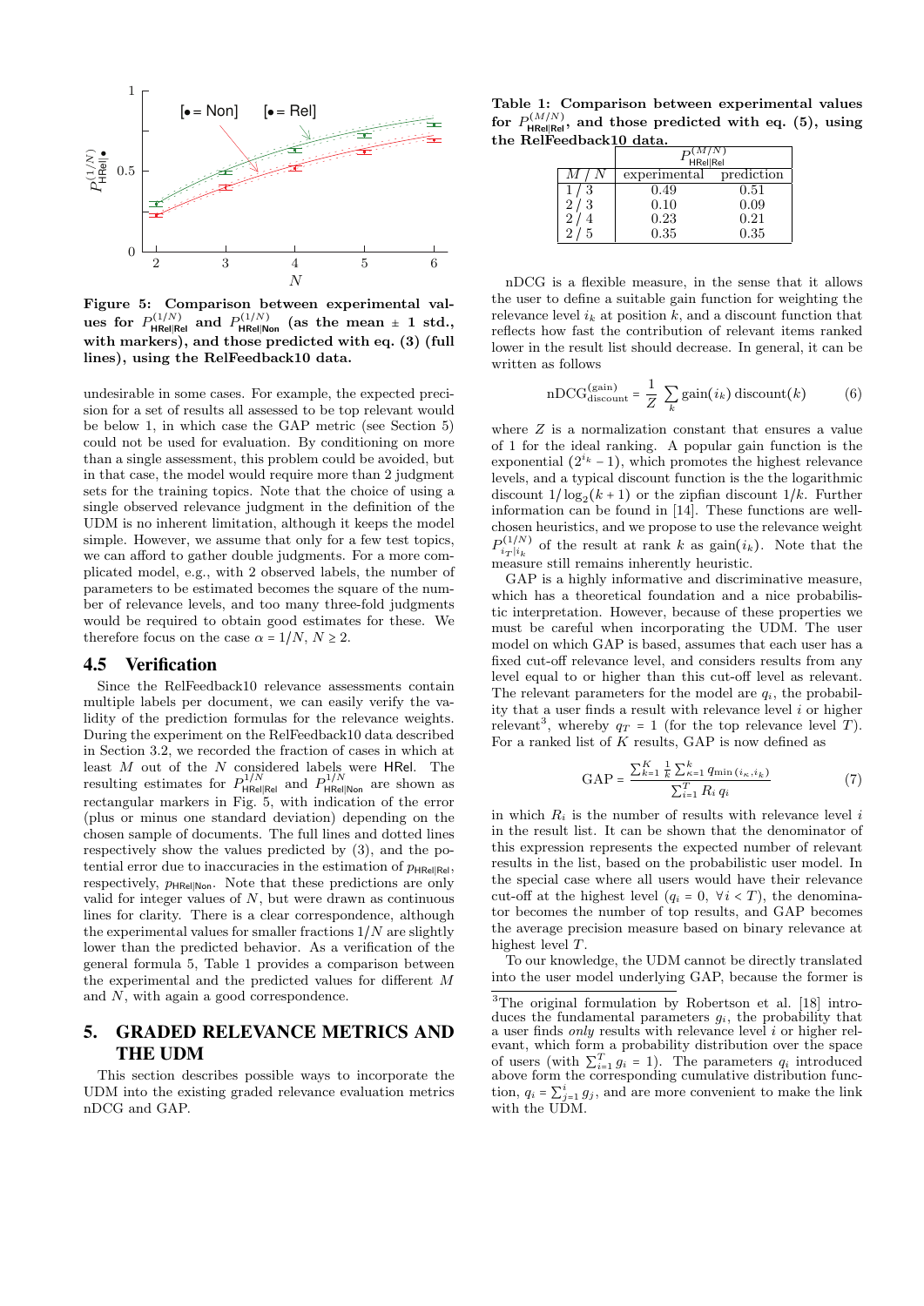Figure 5: Comparison between experimental values for $P^{(1/N)}_{\mathsf{HRel|Rel}}$ and $P^{(1/N)}_{\mathsf{HRel|Non}}$ (as the mean ± 1 std., with markers), and those predicted with eq. (3) (full lines), using the RelFeedback10 data.

undesirable in some cases. For example, the expected precision for a set of results all assessed to be top relevant would be below 1, in which case the GAP metric (see Section 5) could not be used for evaluation. By conditioning on more than a single assessment, this problem could be avoided, but in that case, the model would require more than 2 judgment sets for the training topics. Note that the choice of using a single observed relevance judgment in the definition of the UDM is no inherent limitation, although it keeps the model simple. However, we assume that only for a few test topics, we can afford to gather double judgments. For a more complicated model, e.g., with 2 observed labels, the number of parameters to be estimated becomes the square of the number of relevance levels, and too many three-fold judgments would be required to obtain good estimates for these. We therefore focus on the case $\alpha = 1/N$, $N \geq 2$.

## 4.5 Verification

Since the RelFeedback10 relevance assessments contain multiple labels per document, we can easily verify the validity of the prediction formulas for the relevance weights. During the experiment on the RelFeedback10 data described in Section 3.2, we recorded the fraction of cases in which at least $M$ out of the $N$ considered labels were HRel. The resulting estimates for $P^{1/N}_{\mathsf{HRel|Rel}}$ and $P^{1/N}_{\mathsf{HRel|Non}}$ are shown as rectangular markers in Fig. 5, with indication of the error (plus or minus one standard deviation) depending on the chosen sample of documents. The full lines and dotted lines respectively show the values predicted by (3), and the potential error due to inaccuracies in the estimation of $p_{\mathsf{HRel|Rel}}$, respectively, $p_{\mathsf{HRel|Non}}$. Note that these predictions are only valid for integer values of $N$, but were drawn as continuous lines for clarity. There is a clear correspondence, although the experimental values for smaller fractions $1/N$ are slightly lower than the predicted behavior. As a verification of the general formula 5, Table 1 provides a comparison between the experimental and the predicted values for different $M$ and $N$, with again a good correspondence.

# 5. GRADED RELEVANCE METRICS AND THE UDM

This section describes possible ways to incorporate the UDM into the existing graded relevance evaluation metrics nDCG and GAP.

**Table 1: Comparison between experimental values for $P^{(M/N)}_{\mathsf{HRel|Rel}}$, and those predicted with eq. (5), using the RelFeedback10 data.**

| $M$ / $N$ | $P^{(M/N)}_{\mathsf{HRel|Rel}}$ experimental | prediction |
|---|---|---|
| 1 / 3 | 0.49 | 0.51 |
| 2 / 3 | 0.10 | 0.09 |
| 2 / 4 | 0.23 | 0.21 |
| 2 / 5 | 0.35 | 0.35 |

nDCG is a flexible measure, in the sense that it allows the user to define a suitable gain function for weighting the relevance level $i_k$ at position $k$, and a discount function that reflects how fast the contribution of relevant items ranked lower in the result list should decrease. In general, it can be written as follows

$$\mathrm{nDCG}^{(\mathrm{gain})}_{\mathrm{discount}} = \frac{1}{Z} \sum_k \mathrm{gain}(i_k)\, \mathrm{discount}(k) \qquad (6)$$

where $Z$ is a normalization constant that ensures a value of 1 for the ideal ranking. A popular gain function is the exponential $(2^{i_k} - 1)$, which promotes the highest relevance levels, and a typical discount function is the the logarithmic discount $1/\log_2(k+1)$ or the zipfian discount $1/k$. Further information can be found in [14]. These functions are well-chosen heuristics, and we propose to use the relevance weight $P^{(1/N)}_{i_T|i_k}$ of the result at rank $k$ as $\mathrm{gain}(i_k)$. Note that the measure still remains inherently heuristic.

GAP is a highly informative and discriminative measure, which has a theoretical foundation and a nice probabilistic interpretation. However, because of these properties we must be careful when incorporating the UDM. The user model on which GAP is based, assumes that each user has a fixed cut-off relevance level, and considers results from any level equal to or higher than this cut-off level as relevant. The relevant parameters for the model are $q_i$, the probability that a user finds a result with relevance level $i$ or higher relevant[3], whereby $q_T = 1$ (for the top relevance level $T$). For a ranked list of $K$ results, GAP is now defined as

$$\mathrm{GAP} = \frac{\sum_{k=1}^{K} \frac{1}{k} \sum_{\kappa=1}^{k} q_{\min(i_\kappa, i_k)}}{\sum_{i=1}^{T} R_i\, q_i} \qquad (7)$$

in which $R_i$ is the number of results with relevance level $i$ in the result list. It can be shown that the denominator of this expression represents the expected number of relevant results in the list, based on the probabilistic user model. In the special case where all users would have their relevance cut-off at the highest level ($q_i = 0$, $\forall i < T$), the denominator becomes the number of top results, and GAP becomes the average precision measure based on binary relevance at highest level $T$.

To our knowledge, the UDM cannot be directly translated into the user model underlying GAP, because the former is

[3]The original formulation by Robertson et al. [18] introduces the fundamental parameters $g_i$, the probability that a user finds *only* results with relevance level $i$ or higher relevant, which form a probability distribution over the space of users (with $\sum_{i=1}^{T} g_i = 1$). The parameters $q_i$ introduced above form the corresponding cumulative distribution function, $q_i = \sum_{j=1}^{i} g_j$, and are more convenient to make the link with the UDM.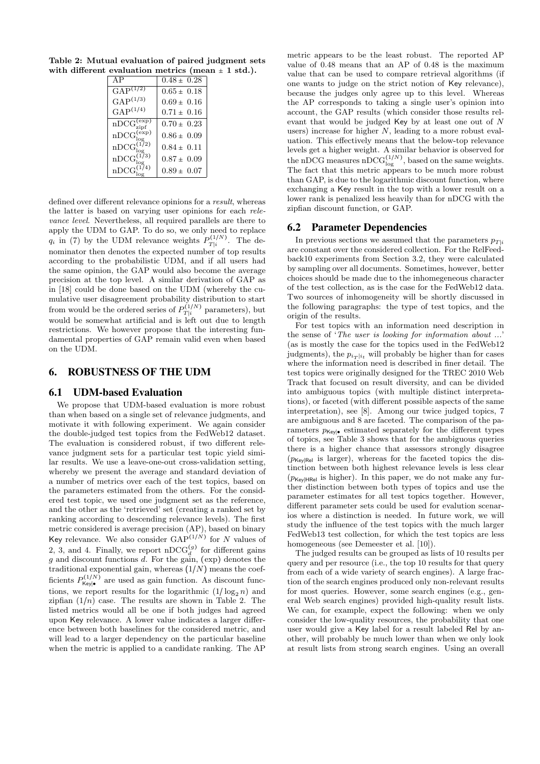**Table 2: Mutual evaluation of paired judgment sets with different evaluation metrics (mean ± 1 std.).**

| | |
|---|---|
| AP | $0.48 \pm 0.28$ |
| $\text{GAP}^{(1/2)}$ | $0.65 \pm 0.18$ |
| $\text{GAP}^{(1/3)}$ | $0.69 \pm 0.16$ |
| $\text{GAP}^{(1/4)}$ | $0.71 \pm 0.16$ |
| $\text{nDCG}_{\text{zipf}}^{(\text{exp})}$ | $0.70 \pm 0.23$ |
| $\text{nDCG}_{\text{log}}^{(\text{exp})}$ | $0.86 \pm 0.09$ |
| $\text{nDCG}_{\text{log}}^{(1/2)}$ | $0.84 \pm 0.11$ |
| $\text{nDCG}_{\text{log}}^{(1/3)}$ | $0.87 \pm 0.09$ |
| $\text{nDCG}_{\text{log}}^{(1/4)}$ | $0.89 \pm 0.07$ |

defined over different relevance opinions for a *result*, whereas the latter is based on varying user opinions for each *relevance level*. Nevertheless, all required parallels are there to apply the UDM to GAP. To do so, we only need to replace $q_i$ in (7) by the UDM relevance weights $P_{T|i}^{(1/N)}$. The denominator then denotes the expected number of top results according to the probabilistic UDM, and if all users had the same opinion, the GAP would also become the average precision at the top level. A similar derivation of GAP as in [18] could be done based on the UDM (whereby the cumulative user disagreement probability distribution to start from would be the ordered series of $P_{T|i}^{(1/N)}$ parameters), but would be somewhat artificial and is left out due to length restrictions. We however propose that the interesting fundamental properties of GAP remain valid even when based on the UDM.

## 6. ROBUSTNESS OF THE UDM

### 6.1 UDM-based Evaluation

We propose that UDM-based evaluation is more robust than when based on a single set of relevance judgments, and motivate it with following experiment. We again consider the double-judged test topics from the FedWeb12 dataset. The evaluation is considered robust, if two different relevance judgment sets for a particular test topic yield similar results. We use a leave-one-out cross-validation setting, whereby we present the average and standard deviation of a number of metrics over each of the test topics, based on the parameters estimated from the others. For the considered test topic, we used one judgment set as the reference, and the other as the 'retrieved' set (creating a ranked set by ranking according to descending relevance levels). The first metric considered is average precision (AP), based on binary Key relevance. We also consider $\text{GAP}^{(1/N)}$ for $N$ values of 2, 3, and 4. Finally, we report $\text{nDCG}_d^{(g)}$ for different gains $g$ and discount functions $d$. For the gain, (exp) denotes the traditional exponential gain, whereas $(1/N)$ means the coefficients $P_{\text{Key}|\bullet}^{(1/N)}$ are used as gain function. As discount functions, we report results for the logarithmic $(1/\log_2 n)$ and zipfian $(1/n)$ case. The results are shown in Table 2. The listed metrics would all be one if both judges had agreed upon Key relevance. A lower value indicates a larger difference between both baselines for the considered metric, and will lead to a larger dependency on the particular baseline when the metric is applied to a candidate ranking. The AP metric appears to be the least robust. The reported AP value of 0.48 means that an AP of 0.48 is the maximum value that can be used to compare retrieval algorithms (if one wants to judge on the strict notion of Key relevance), because the judges only agree up to this level. Whereas the AP corresponds to taking a single user's opinion into account, the GAP results (which consider those results relevant that would be judged Key by at least one out of $N$ users) increase for higher $N$, leading to a more robust evaluation. This effectively means that the below-top relevance levels get a higher weight. A similar behavior is observed for the nDCG measures $\text{nDCG}_{\text{log}}^{(1/N)}$, based on the same weights. The fact that this metric appears to be much more robust than GAP, is due to the logarithmic discount function, where exchanging a Key result in the top with a lower result on a lower rank is penalized less heavily than for nDCG with the zipfian discount function, or GAP.

### 6.2 Parameter Dependencies

In previous sections we assumed that the parameters $p_{T|i}$ are constant over the considered collection. For the RelFeedback10 experiments from Section 3.2, they were calculated by sampling over all documents. Sometimes, however, better choices should be made due to the inhomegeneous character of the test collection, as is the case for the FedWeb12 data. Two sources of inhomogeneity will be shortly discussed in the following paragraphs: the type of test topics, and the origin of the results.

For test topics with an information need description in the sense of '*The user is looking for information about ...*' (as is mostly the case for the topics used in the FedWeb12 judgments), the $p_{i_T|i_t}$ will probably be higher than for cases where the information need is described in finer detail. The test topics were originally designed for the TREC 2010 Web Track that focused on result diversity, and can be divided into ambiguous topics (with multiple distinct interpretations), or faceted (with different possible aspects of the same interpretation), see [8]. Among our twice judged topics, 7 are ambiguous and 8 are faceted. The comparison of the parameters $p_{\text{Key}|\bullet}$ estimated separately for the different types of topics, see Table 3 shows that for the ambiguous queries there is a higher chance that assessors strongly disagree ($p_{\text{Key}|\text{Rel}}$ is larger), whereas for the faceted topics the distinction between both highest relevance levels is less clear ($p_{\text{Key}|\text{HRel}}$ is higher). In this paper, we do not make any further distinction between both types of topics and use the parameter estimates for all test topics together. However, different parameter sets could be used for evalution scenarios where a distinction is needed. In future work, we will study the influence of the test topics with the much larger FedWeb13 test collection, for which the test topics are less homogeneous (see Demeester et al. [10]).

The judged results can be grouped as lists of 10 results per query and per resource (i.e., the top 10 results for that query from each of a wide variety of search engines). A large fraction of the search engines produced only non-relevant results for most queries. However, some search engines (e.g., general Web search engines) provided high-quality result lists. We can, for example, expect the following: when we only consider the low-quality resources, the probability that one user would give a Key label for a result labeled Rel by another, will probably be much lower than when we only look at result lists from strong search engines. Using an overall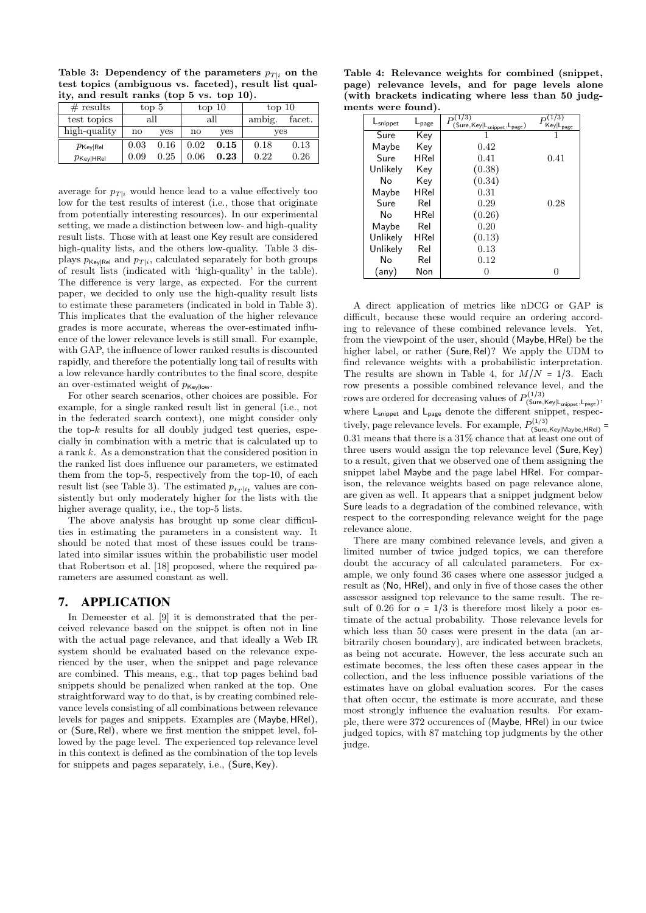**Table 3: Dependency of the parameters $p_{T|i}$ on the test topics (ambiguous vs. faceted), result list quality, and result ranks (top 5 vs. top 10).**

| # results | top 5 | | top 10 | | top 10 | |
|---|---|---|---|---|---|---|
| test topics | all | | all | | ambig. | facet. |
| high-quality | no | yes | no | yes | yes | |
| $p_{\mathsf{Key}\vert\mathsf{Rel}}$ | 0.03 | 0.16 | 0.02 | **0.15** | 0.18 | 0.13 |
| $p_{\mathsf{Key}\vert\mathsf{HRel}}$ | 0.09 | 0.25 | 0.06 | **0.23** | 0.22 | 0.26 |

average for $p_{T|i}$ would hence lead to a value effectively too low for the test results of interest (i.e., those that originate from potentially interesting resources). In our experimental setting, we made a distinction between low- and high-quality result lists. Those with at least one Key result are considered high-quality lists, and the others low-quality. Table 3 displays $p_{\mathsf{Key}|\mathsf{Rel}}$ and $p_{T|i}$, calculated separately for both groups of result lists (indicated with 'high-quality' in the table). The difference is very large, as expected. For the current paper, we decided to only use the high-quality result lists to estimate these parameters (indicated in bold in Table 3). This implicates that the evaluation of the higher relevance grades is more accurate, whereas the over-estimated influence of the lower relevance levels is still small. For example, with GAP, the influence of lower ranked results is discounted rapidly, and therefore the potentially long tail of results with a low relevance hardly contributes to the final score, despite an over-estimated weight of $p_{\mathsf{Key}|\mathsf{low}}$.

For other search scenarios, other choices are possible. For example, for a single ranked result list in general (i.e., not in the federated search context), one might consider only the top-$k$ results for all doubly judged test queries, especially in combination with a metric that is calculated up to a rank $k$. As a demonstration that the considered position in the ranked list does influence our parameters, we estimated them from the top-5, respectively from the top-10, of each result list (see Table 3). The estimated $p_{i_T|i_t}$ values are consistently but only moderately higher for the lists with the higher average quality, i.e., the top-5 lists.

The above analysis has brought up some clear difficulties in estimating the parameters in a consistent way. It should be noted that most of these issues could be translated into similar issues within the probabilistic user model that Robertson et al. [18] proposed, where the required parameters are assumed constant as well.

## 7. APPLICATION

In Demeester et al. [9] it is demonstrated that the perceived relevance based on the snippet is often not in line with the actual page relevance, and that ideally a Web IR system should be evaluated based on the relevance experienced by the user, when the snippet and page relevance are combined. This means, e.g., that top pages behind bad snippets should be penalized when ranked at the top. One straightforward way to do that, is by creating combined relevance levels consisting of all combinations between relevance levels for pages and snippets. Examples are (Maybe, HRel), or (Sure, Rel), where we first mention the snippet level, followed by the page level. The experienced top relevance level in this context is defined as the combination of the top levels for snippets and pages separately, i.e., (Sure, Key).

**Table 4: Relevance weights for combined (snippet, page) relevance levels, and for page levels alone (with brackets indicating where less than 50 judgments were found).**

| $\mathsf{L}_{\mathsf{snippet}}$ | $\mathsf{L}_{\mathsf{page}}$ | $P^{(1/3)}_{(\mathsf{Sure},\mathsf{Key}\vert\mathsf{L}_{\mathsf{snippet}},\mathsf{L}_{\mathsf{page}})}$ | $P^{(1/3)}_{\mathsf{Key}\vert\mathsf{L}_{\mathsf{page}}}$ |
|---|---|---|---|
| Sure | Key | 1 | 1 |
| Maybe | Key | 0.42 | |
| Sure | HRel | 0.41 | 0.41 |
| Unlikely | Key | (0.38) | |
| No | Key | (0.34) | |
| Maybe | HRel | 0.31 | |
| Sure | Rel | 0.29 | 0.28 |
| No | HRel | (0.26) | |
| Maybe | Rel | 0.20 | |
| Unlikely | HRel | (0.13) | |
| Unlikely | Rel | 0.13 | |
| No | Rel | 0.12 | |
| (any) | Non | 0 | 0 |

A direct application of metrics like nDCG or GAP is difficult, because these would require an ordering according to relevance of these combined relevance levels. Yet, from the viewpoint of the user, should (Maybe, HRel) be the higher label, or rather (Sure, Rel)? We apply the UDM to find relevance weights with a probabilistic interpretation. The results are shown in Table 4, for $M/N = 1/3$. Each row presents a possible combined relevance level, and the rows are ordered for decreasing values of $P^{(1/3)}_{(\mathsf{Sure},\mathsf{Key}|\mathsf{L}_{\mathsf{snippet}},\mathsf{L}_{\mathsf{page}})}$, where $\mathsf{L}_{\mathsf{snippet}}$ and $\mathsf{L}_{\mathsf{page}}$ denote the different snippet, respectively, page relevance levels. For example, $P^{(1/3)}_{(\mathsf{Sure},\mathsf{Key}|\mathsf{Maybe},\mathsf{HRel})} = 0.31$ means that there is a 31% chance that at least one out of three users would assign the top relevance level (Sure, Key) to a result, given that we observed one of them assigning the snippet label Maybe and the page label HRel. For comparison, the relevance weights based on page relevance alone, are given as well. It appears that a snippet judgment below Sure leads to a degradation of the combined relevance, with respect to the corresponding relevance weight for the page relevance alone.

There are many combined relevance levels, and given a limited number of twice judged topics, we can therefore doubt the accuracy of all calculated parameters. For example, we only found 36 cases where one assessor judged a result as (No, HRel), and only in five of those cases the other assessor assigned top relevance to the same result. The result of 0.26 for $\alpha = 1/3$ is therefore most likely a poor estimate of the actual probability. Those relevance levels for which less than 50 cases were present in the data (an arbitrarily chosen boundary), are indicated between brackets, as being not accurate. However, the less accurate such an estimate becomes, the less often these cases appear in the collection, and the less influence possible variations of the estimates have on global evaluation scores. For the cases that often occur, the estimate is more accurate, and these most strongly influence the evaluation results. For example, there were 372 occurences of (Maybe, HRel) in our twice judged topics, with 87 matching top judgments by the other judge.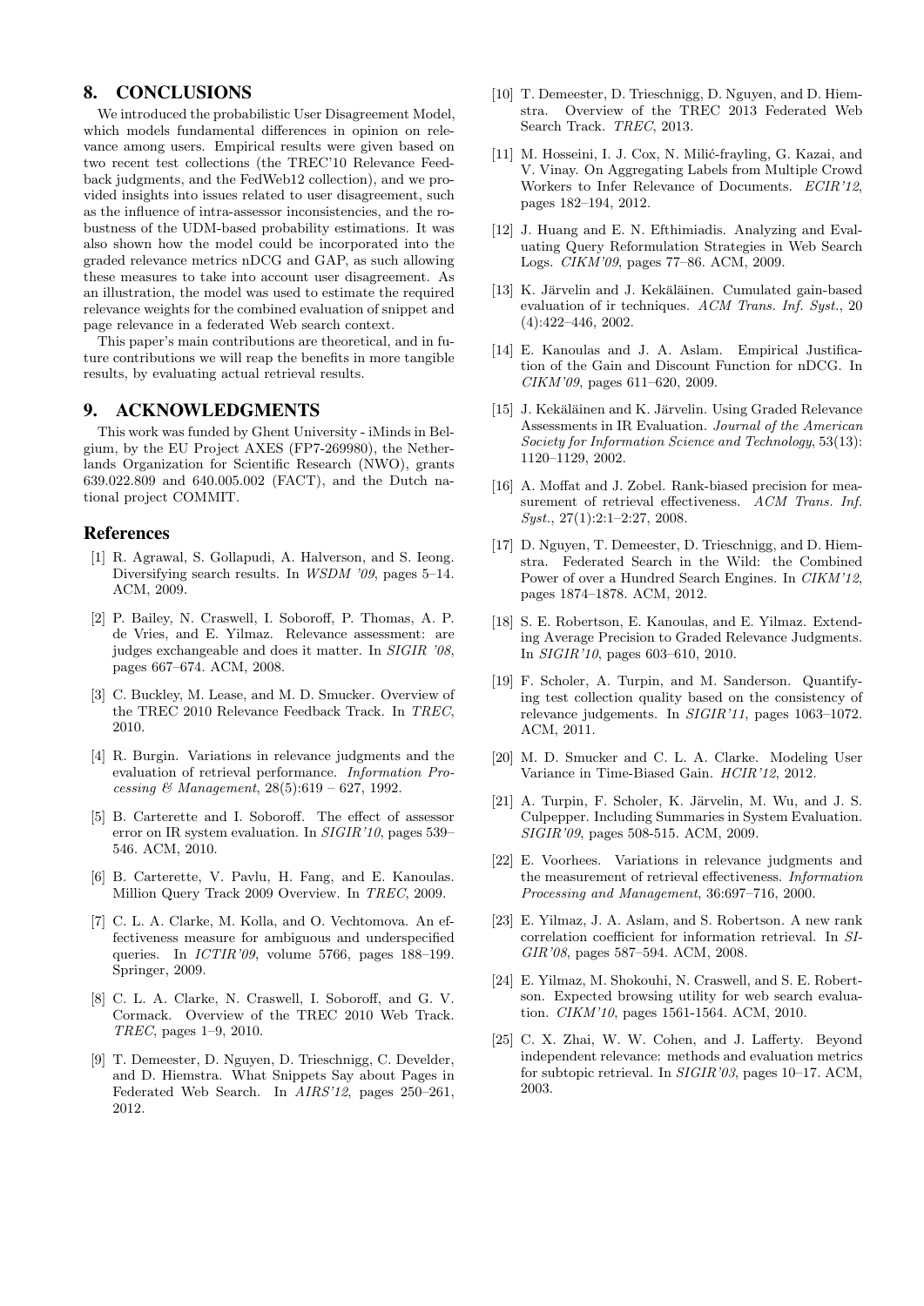## 8. CONCLUSIONS

We introduced the probabilistic User Disagreement Model, which models fundamental differences in opinion on relevance among users. Empirical results were given based on two recent test collections (the TREC'10 Relevance Feedback judgments, and the FedWeb12 collection), and we provided insights into issues related to user disagreement, such as the influence of intra-assessor inconsistencies, and the robustness of the UDM-based probability estimations. It was also shown how the model could be incorporated into the graded relevance metrics nDCG and GAP, as such allowing these measures to take into account user disagreement. As an illustration, the model was used to estimate the required relevance weights for the combined evaluation of snippet and page relevance in a federated Web search context.

This paper's main contributions are theoretical, and in future contributions we will reap the benefits in more tangible results, by evaluating actual retrieval results.

## 9. ACKNOWLEDGMENTS

This work was funded by Ghent University - iMinds in Belgium, by the EU Project AXES (FP7-269980), the Netherlands Organization for Scientific Research (NWO), grants 639.022.809 and 640.005.002 (FACT), and the Dutch national project COMMIT.

## References

[1] R. Agrawal, S. Gollapudi, A. Halverson, and S. Ieong. Diversifying search results. In *WSDM '09*, pages 5–14. ACM, 2009.

[2] P. Bailey, N. Craswell, I. Soboroff, P. Thomas, A. P. de Vries, and E. Yilmaz. Relevance assessment: are judges exchangeable and does it matter. In *SIGIR '08*, pages 667–674. ACM, 2008.

[3] C. Buckley, M. Lease, and M. D. Smucker. Overview of the TREC 2010 Relevance Feedback Track. In *TREC*, 2010.

[4] R. Burgin. Variations in relevance judgments and the evaluation of retrieval performance. *Information Processing & Management*, 28(5):619 – 627, 1992.

[5] B. Carterette and I. Soboroff. The effect of assessor error on IR system evaluation. In *SIGIR'10*, pages 539–546. ACM, 2010.

[6] B. Carterette, V. Pavlu, H. Fang, and E. Kanoulas. Million Query Track 2009 Overview. In *TREC*, 2009.

[7] C. L. A. Clarke, M. Kolla, and O. Vechtomova. An effectiveness measure for ambiguous and underspecified queries. In *ICTIR'09*, volume 5766, pages 188–199. Springer, 2009.

[8] C. L. A. Clarke, N. Craswell, I. Soboroff, and G. V. Cormack. Overview of the TREC 2010 Web Track. *TREC*, pages 1–9, 2010.

[9] T. Demeester, D. Nguyen, D. Trieschnigg, C. Develder, and D. Hiemstra. What Snippets Say about Pages in Federated Web Search. In *AIRS'12*, pages 250–261, 2012.

[10] T. Demeester, D. Trieschnigg, D. Nguyen, and D. Hiemstra. Overview of the TREC 2013 Federated Web Search Track. *TREC*, 2013.

[11] M. Hosseini, I. J. Cox, N. Milić-frayling, G. Kazai, and V. Vinay. On Aggregating Labels from Multiple Crowd Workers to Infer Relevance of Documents. *ECIR'12*, pages 182–194, 2012.

[12] J. Huang and E. N. Efthimiadis. Analyzing and Evaluating Query Reformulation Strategies in Web Search Logs. *CIKM'09*, pages 77–86. ACM, 2009.

[13] K. Järvelin and J. Kekäläinen. Cumulated gain-based evaluation of ir techniques. *ACM Trans. Inf. Syst.*, 20 (4):422–446, 2002.

[14] E. Kanoulas and J. A. Aslam. Empirical Justification of the Gain and Discount Function for nDCG. In *CIKM'09*, pages 611–620, 2009.

[15] J. Kekäläinen and K. Järvelin. Using Graded Relevance Assessments in IR Evaluation. *Journal of the American Society for Information Science and Technology*, 53(13): 1120–1129, 2002.

[16] A. Moffat and J. Zobel. Rank-biased precision for measurement of retrieval effectiveness. *ACM Trans. Inf. Syst.*, 27(1):2:1–2:27, 2008.

[17] D. Nguyen, T. Demeester, D. Trieschnigg, and D. Hiemstra. Federated Search in the Wild: the Combined Power of over a Hundred Search Engines. In *CIKM'12*, pages 1874–1878. ACM, 2012.

[18] S. E. Robertson, E. Kanoulas, and E. Yilmaz. Extending Average Precision to Graded Relevance Judgments. In *SIGIR'10*, pages 603–610, 2010.

[19] F. Scholer, A. Turpin, and M. Sanderson. Quantifying test collection quality based on the consistency of relevance judgements. In *SIGIR'11*, pages 1063–1072. ACM, 2011.

[20] M. D. Smucker and C. L. A. Clarke. Modeling User Variance in Time-Biased Gain. *HCIR'12*, 2012.

[21] A. Turpin, F. Scholer, K. Järvelin, M. Wu, and J. S. Culpepper. Including Summaries in System Evaluation. *SIGIR'09*, pages 508-515. ACM, 2009.

[22] E. Voorhees. Variations in relevance judgments and the measurement of retrieval effectiveness. *Information Processing and Management*, 36:697–716, 2000.

[23] E. Yilmaz, J. A. Aslam, and S. Robertson. A new rank correlation coefficient for information retrieval. In *SIGIR'08*, pages 587–594. ACM, 2008.

[24] E. Yilmaz, M. Shokouhi, N. Craswell, and S. E. Robertson. Expected browsing utility for web search evaluation. *CIKM'10*, pages 1561-1564. ACM, 2010.

[25] C. X. Zhai, W. W. Cohen, and J. Lafferty. Beyond independent relevance: methods and evaluation metrics for subtopic retrieval. In *SIGIR'03*, pages 10–17. ACM, 2003.